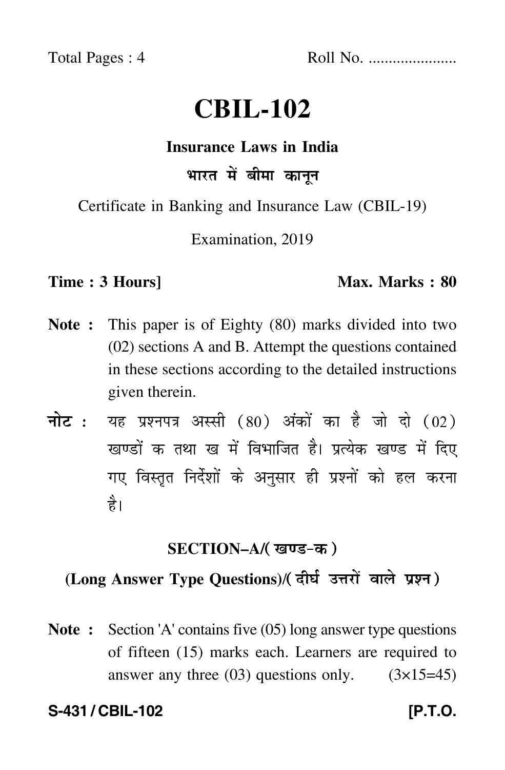Total Pages : 4 Roll No. .....................

# CBIL-102

## Insurance Laws in India

## भारत में बीमा कानून

Certificate in Banking and Insurance Law (CBIL-19)

Examination, 2019

**Time : 3 Hours]** **Max. Marks : 80**

**Note :** This paper is of Eighty (80) marks divided into two (02) sections A and B. Attempt the questions contained in these sections according to the detailed instructions given therein.

**नोट :** यह प्रश्नपत्र अस्सी (80) अंकों का है जो दो (02) खण्डों क तथा ख में विभाजित है। प्रत्येक खण्ड में दिए गए विस्तृत निर्देशों के अनुसार ही प्रश्नों को हल करना है।

### SECTION–A/(खण्ड-क)

### (Long Answer Type Questions)/(दीर्घ उत्तरों वाले प्रश्न)

**Note :** Section 'A' contains five (05) long answer type questions of fifteen (15) marks each. Learners are required to answer any three (03) questions only. (3×15=45)

**S-431 / CBIL-102** **[P.T.O.**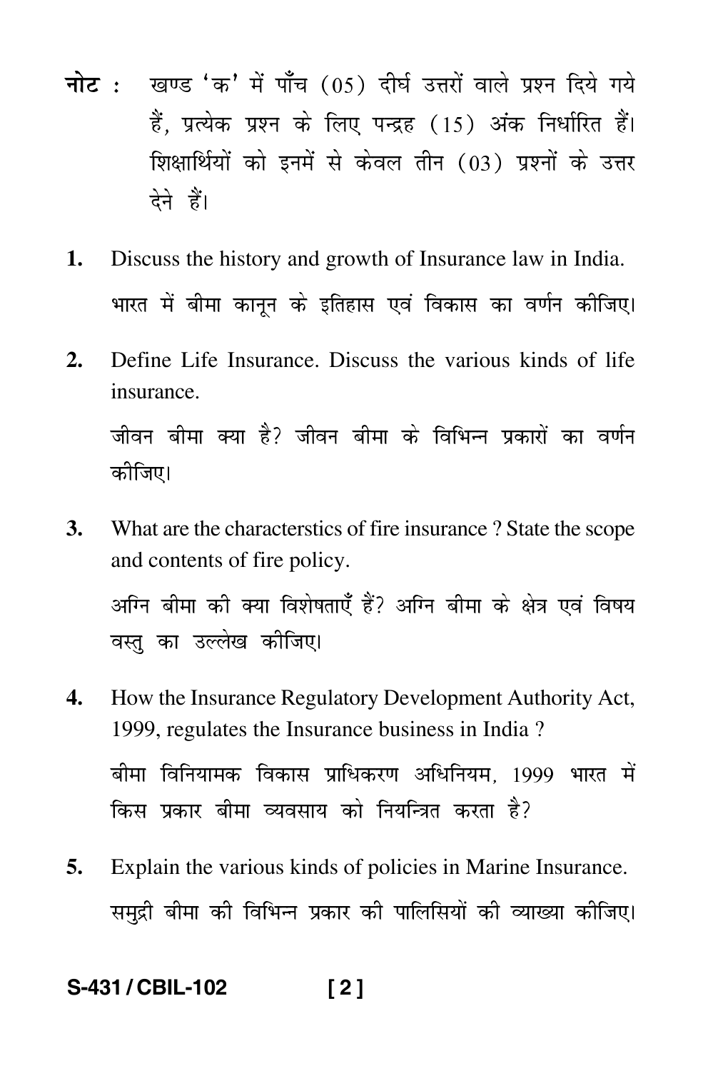**नोट :** खण्ड 'क' में पाँच (05) दीर्घ उत्तरों वाले प्रश्न दिये गये हैं, प्रत्येक प्रश्न के लिए पन्द्रह (15) अंक निर्धारित हैं। शिक्षार्थियों को इनमें से केवल तीन (03) प्रश्नों के उत्तर देने हैं।

**1.** Discuss the history and growth of Insurance law in India.

भारत में बीमा कानून के इतिहास एवं विकास का वर्णन कीजिए।

**2.** Define Life Insurance. Discuss the various kinds of life insurance.

जीवन बीमा क्या है? जीवन बीमा के विभिन्न प्रकारों का वर्णन कीजिए।

**3.** What are the characterstics of fire insurance ? State the scope and contents of fire policy.

अग्नि बीमा की क्या विशेषताएँ हैं? अग्नि बीमा के क्षेत्र एवं विषय वस्तु का उल्लेख कीजिए।

**4.** How the Insurance Regulatory Development Authority Act, 1999, regulates the Insurance business in India ?

बीमा विनियामक विकास प्राधिकरण अधिनियम, 1999 भारत में किस प्रकार बीमा व्यवसाय को नियन्त्रित करता है?

**5.** Explain the various kinds of policies in Marine Insurance.

समुद्री बीमा की विभिन्न प्रकार की पालिसियों की व्याख्या कीजिए।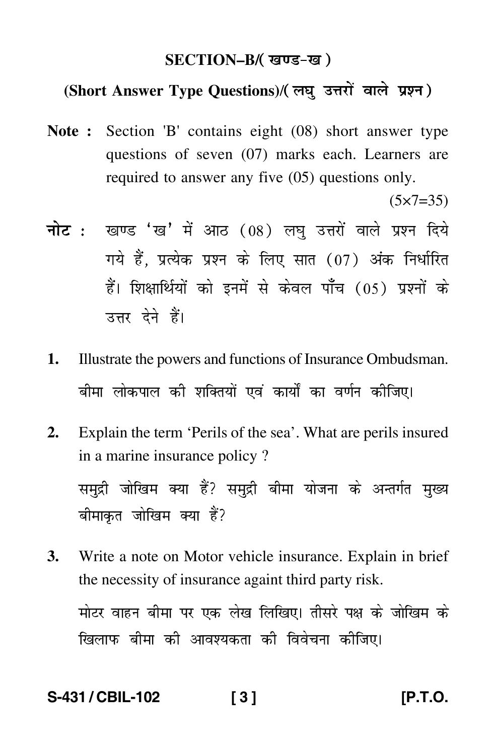## SECTION–B/( खण्ड-ख )

### (Short Answer Type Questions)/( लघु उत्तरों वाले प्रश्न )

**Note :** Section 'B' contains eight (08) short answer type questions of seven (07) marks each. Learners are required to answer any five (05) questions only.

(5×7=35)

**नोट :** खण्ड 'ख' में आठ (08) लघु उत्तरों वाले प्रश्न दिये गये हैं, प्रत्येक प्रश्न के लिए सात (07) अंक निर्धारित हैं। शिक्षार्थियों को इनमें से केवल पाँच (05) प्रश्नों के उत्तर देने हैं।

**1.** Illustrate the powers and functions of Insurance Ombudsman.

बीमा लोकपाल की शक्तियों एवं कार्यों का वर्णन कीजिए।

**2.** Explain the term 'Perils of the sea'. What are perils insured in a marine insurance policy ?

समुद्री जोखिम क्या हैं? समुद्री बीमा योजना के अन्तर्गत मुख्य बीमाकृत जोखिम क्या हैं?

**3.** Write a note on Motor vehicle insurance. Explain in brief the necessity of insurance againt third party risk.

मोटर वाहन बीमा पर एक लेख लिखिए। तीसरे पक्ष के जोखिम के खिलाफ बीमा की आवश्यकता की विवेचना कीजिए।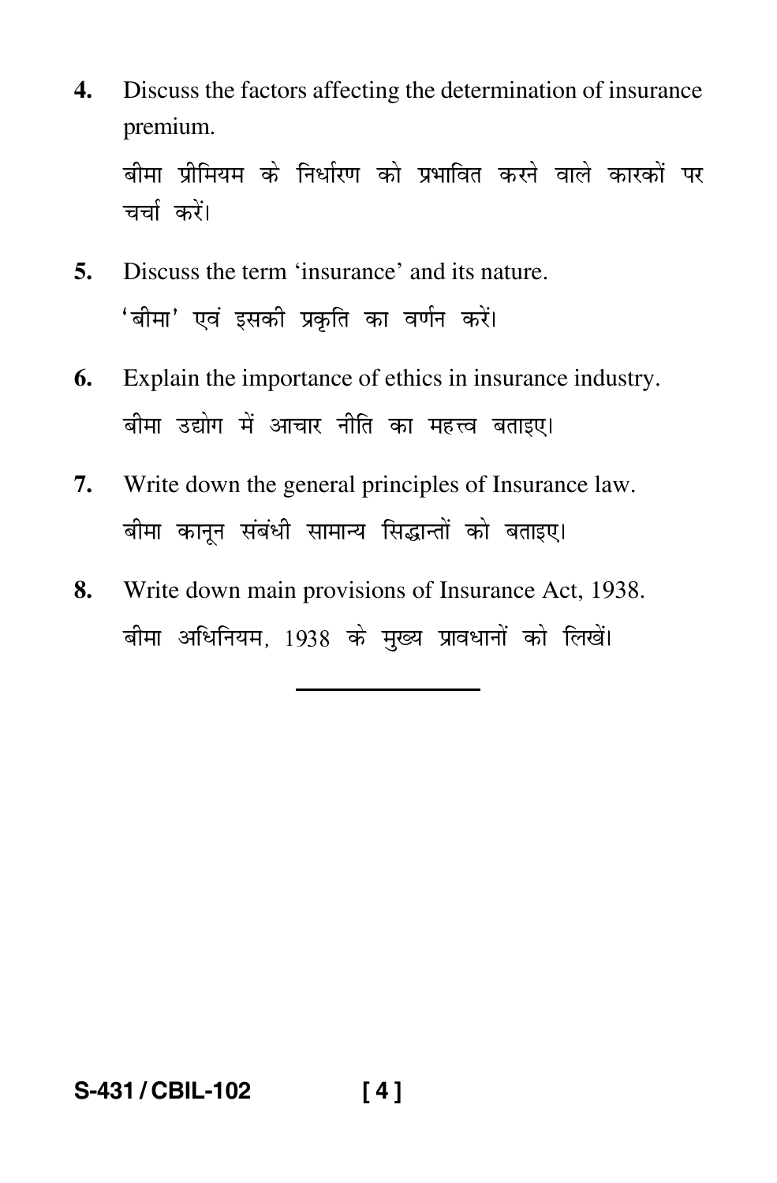4. Discuss the factors affecting the determination of insurance premium.

   बीमा प्रीमियम के निर्धारण को प्रभावित करने वाले कारकों पर चर्चा करें।

5. Discuss the term 'insurance' and its nature.

   'बीमा' एवं इसकी प्रकृति का वर्णन करें।

6. Explain the importance of ethics in insurance industry.

   बीमा उद्योग में आचार नीति का महत्त्व बताइए।

7. Write down the general principles of Insurance law.

   बीमा कानून संबंधी सामान्य सिद्धान्तों को बताइए।

8. Write down main provisions of Insurance Act, 1938.

   बीमा अधिनियम, 1938 के मुख्य प्रावधानों को लिखें।

---